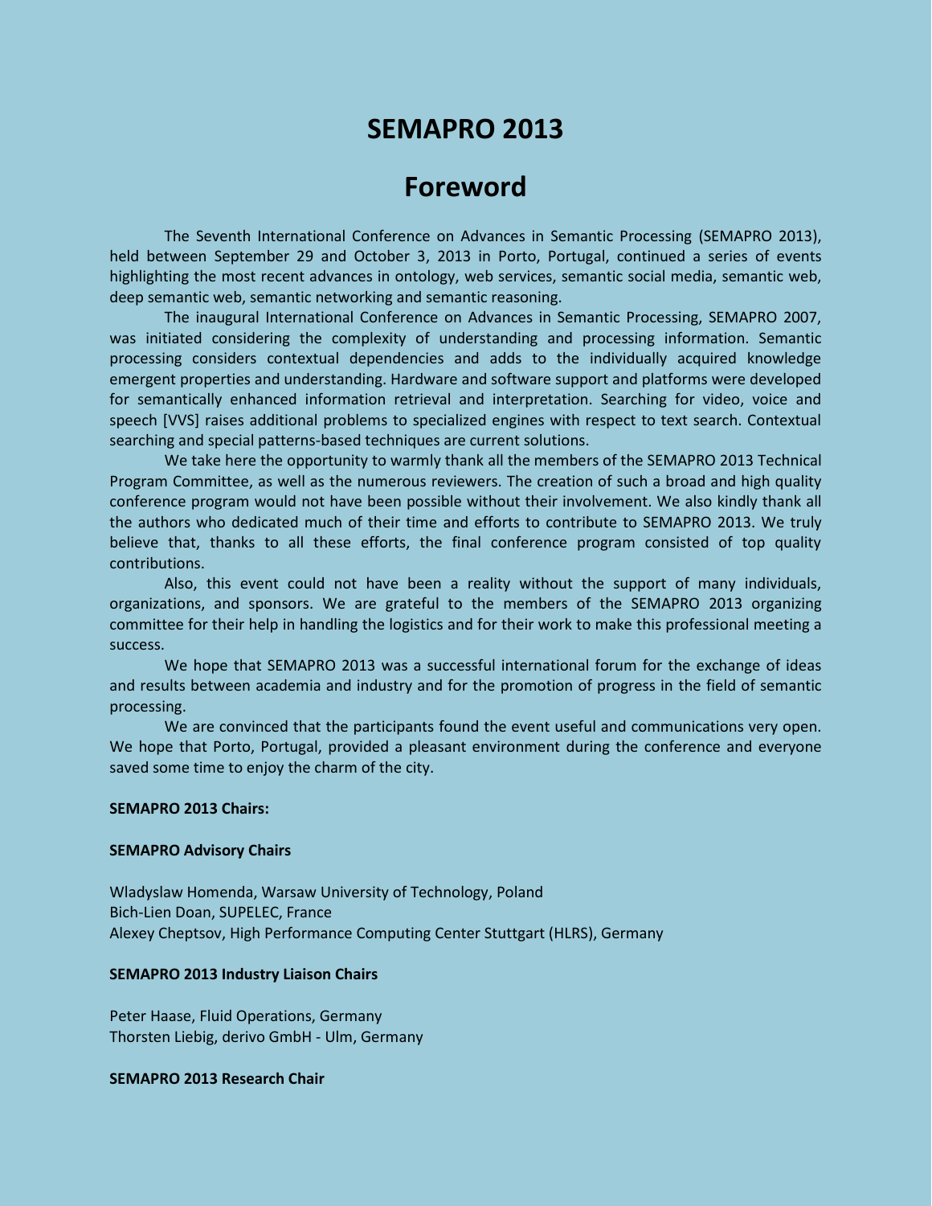# SEMAPRO 2013

## Foreword

The Seventh International Conference on Advances in Semantic Processing (SEMAPRO 2013), held between September 29 and October 3, 2013 in Porto, Portugal, continued a series of events highlighting the most recent advances in ontology, web services, semantic social media, semantic web, deep semantic web, semantic networking and semantic reasoning.

The inaugural International Conference on Advances in Semantic Processing, SEMAPRO 2007, was initiated considering the complexity of understanding and processing information. Semantic processing considers contextual dependencies and adds to the individually acquired knowledge emergent properties and understanding. Hardware and software support and platforms were developed for semantically enhanced information retrieval and interpretation. Searching for video, voice and speech [VVS] raises additional problems to specialized engines with respect to text search. Contextual searching and special patterns-based techniques are current solutions.

We take here the opportunity to warmly thank all the members of the SEMAPRO 2013 Technical Program Committee, as well as the numerous reviewers. The creation of such a broad and high quality conference program would not have been possible without their involvement. We also kindly thank all the authors who dedicated much of their time and efforts to contribute to SEMAPRO 2013. We truly believe that, thanks to all these efforts, the final conference program consisted of top quality contributions.

Also, this event could not have been a reality without the support of many individuals, organizations, and sponsors. We are grateful to the members of the SEMAPRO 2013 organizing committee for their help in handling the logistics and for their work to make this professional meeting a success.

We hope that SEMAPRO 2013 was a successful international forum for the exchange of ideas and results between academia and industry and for the promotion of progress in the field of semantic processing.

We are convinced that the participants found the event useful and communications very open. We hope that Porto, Portugal, provided a pleasant environment during the conference and everyone saved some time to enjoy the charm of the city.

**SEMAPRO 2013 Chairs:**

**SEMAPRO Advisory Chairs**

Wladyslaw Homenda, Warsaw University of Technology, Poland
Bich-Lien Doan, SUPELEC, France
Alexey Cheptsov, High Performance Computing Center Stuttgart (HLRS), Germany

**SEMAPRO 2013 Industry Liaison Chairs**

Peter Haase, Fluid Operations, Germany
Thorsten Liebig, derivo GmbH - Ulm, Germany

**SEMAPRO 2013 Research Chair**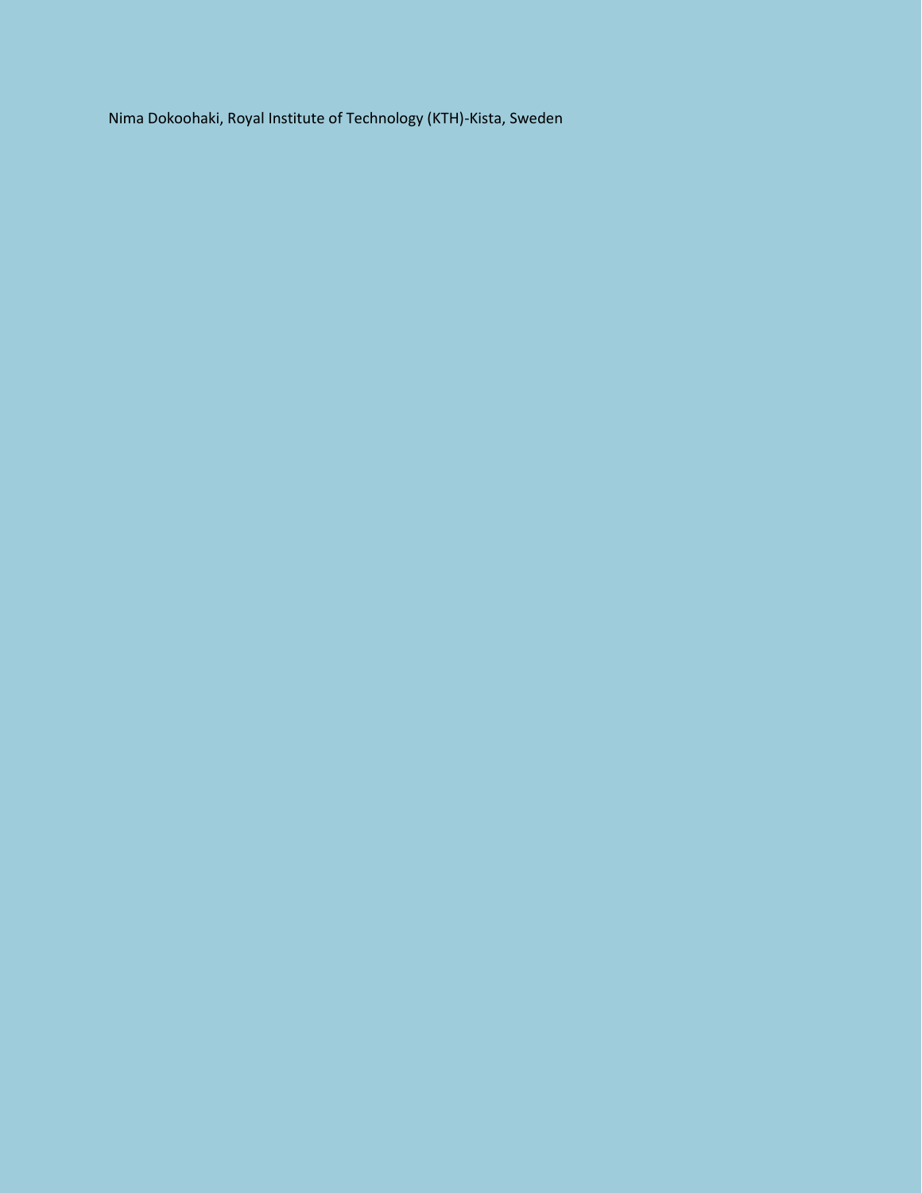Nima Dokoohaki, Royal Institute of Technology (KTH)-Kista, Sweden